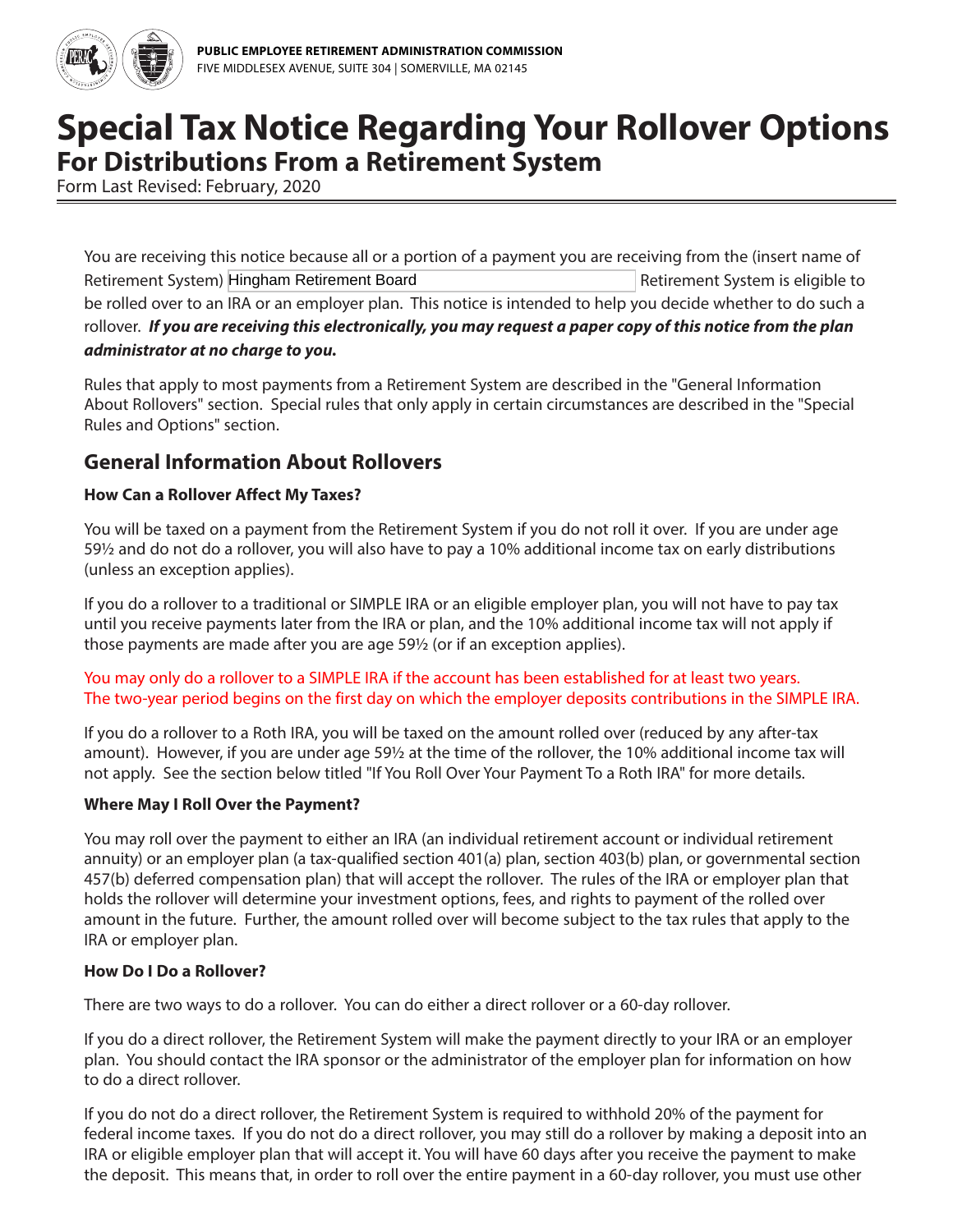PUBLIC EMPLOYEE RETIREMENT ADMINISTRATION COMMISSION
FIVE MIDDLESEX AVENUE, SUITE 304 | SOMERVILLE, MA 02145

# Special Tax Notice Regarding Your Rollover Options

## For Distributions From a Retirement System

Form Last Revised: February, 2020

You are receiving this notice because all or a portion of a payment you are receiving from the (insert name of Retirement System) Hingham Retirement Board Retirement System is eligible to be rolled over to an IRA or an employer plan. This notice is intended to help you decide whether to do such a rollover. ***If you are receiving this electronically, you may request a paper copy of this notice from the plan administrator at no charge to you.***

Rules that apply to most payments from a Retirement System are described in the "General Information About Rollovers" section. Special rules that only apply in certain circumstances are described in the "Special Rules and Options" section.

## General Information About Rollovers

### How Can a Rollover Affect My Taxes?

You will be taxed on a payment from the Retirement System if you do not roll it over. If you are under age 59½ and do not do a rollover, you will also have to pay a 10% additional income tax on early distributions (unless an exception applies).

If you do a rollover to a traditional or SIMPLE IRA or an eligible employer plan, you will not have to pay tax until you receive payments later from the IRA or plan, and the 10% additional income tax will not apply if those payments are made after you are age 59½ (or if an exception applies).

You may only do a rollover to a SIMPLE IRA if the account has been established for at least two years. The two-year period begins on the first day on which the employer deposits contributions in the SIMPLE IRA.

If you do a rollover to a Roth IRA, you will be taxed on the amount rolled over (reduced by any after-tax amount). However, if you are under age 59½ at the time of the rollover, the 10% additional income tax will not apply. See the section below titled "If You Roll Over Your Payment To a Roth IRA" for more details.

### Where May I Roll Over the Payment?

You may roll over the payment to either an IRA (an individual retirement account or individual retirement annuity) or an employer plan (a tax-qualified section 401(a) plan, section 403(b) plan, or governmental section 457(b) deferred compensation plan) that will accept the rollover. The rules of the IRA or employer plan that holds the rollover will determine your investment options, fees, and rights to payment of the rolled over amount in the future. Further, the amount rolled over will become subject to the tax rules that apply to the IRA or employer plan.

### How Do I Do a Rollover?

There are two ways to do a rollover. You can do either a direct rollover or a 60-day rollover.

If you do a direct rollover, the Retirement System will make the payment directly to your IRA or an employer plan. You should contact the IRA sponsor or the administrator of the employer plan for information on how to do a direct rollover.

If you do not do a direct rollover, the Retirement System is required to withhold 20% of the payment for federal income taxes. If you do not do a direct rollover, you may still do a rollover by making a deposit into an IRA or eligible employer plan that will accept it. You will have 60 days after you receive the payment to make the deposit. This means that, in order to roll over the entire payment in a 60-day rollover, you must use other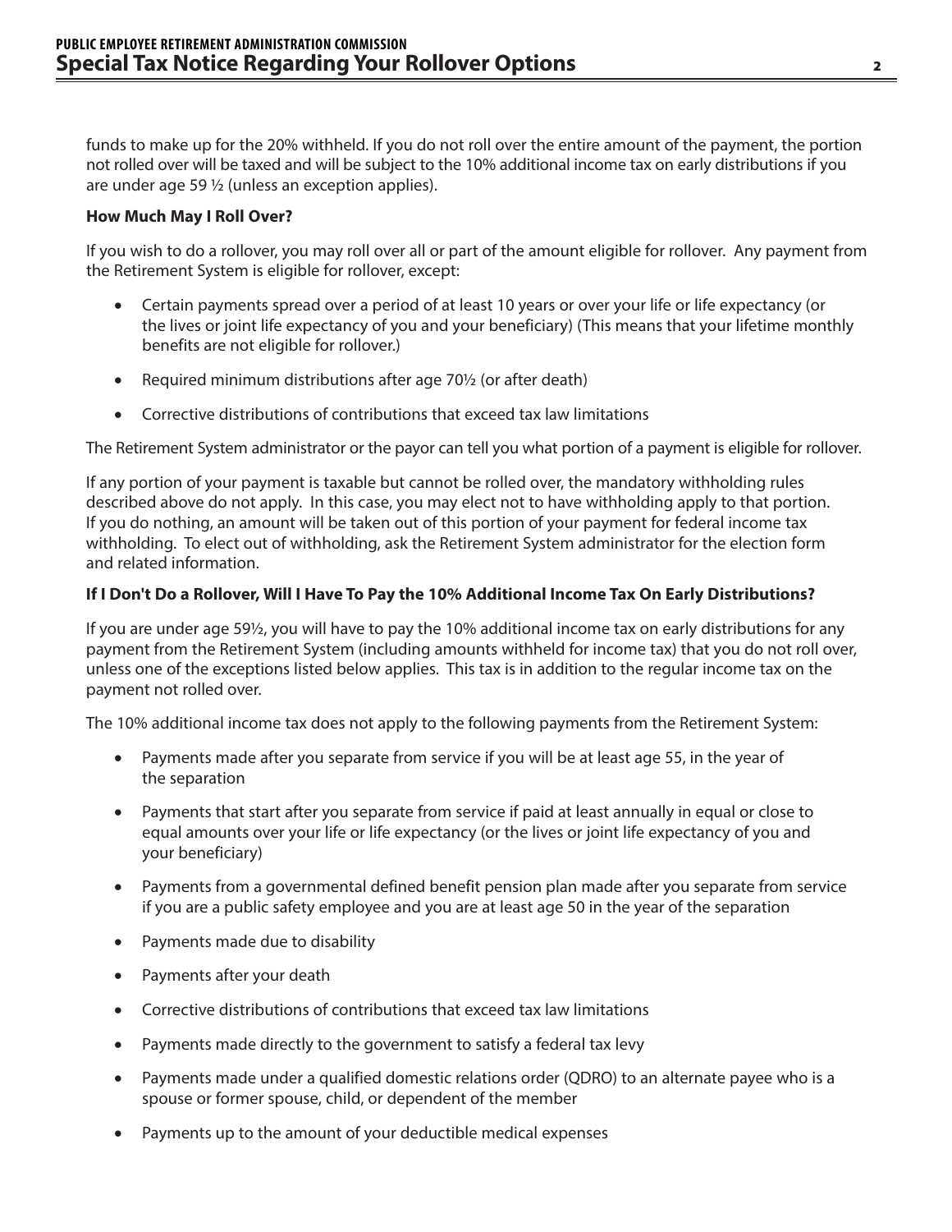funds to make up for the 20% withheld. If you do not roll over the entire amount of the payment, the portion not rolled over will be taxed and will be subject to the 10% additional income tax on early distributions if you are under age 59 ½ (unless an exception applies).

**How Much May I Roll Over?**

If you wish to do a rollover, you may roll over all or part of the amount eligible for rollover. Any payment from the Retirement System is eligible for rollover, except:

- Certain payments spread over a period of at least 10 years or over your life or life expectancy (or the lives or joint life expectancy of you and your beneficiary) (This means that your lifetime monthly benefits are not eligible for rollover.)
- Required minimum distributions after age 70½ (or after death)
- Corrective distributions of contributions that exceed tax law limitations

The Retirement System administrator or the payor can tell you what portion of a payment is eligible for rollover.

If any portion of your payment is taxable but cannot be rolled over, the mandatory withholding rules described above do not apply. In this case, you may elect not to have withholding apply to that portion. If you do nothing, an amount will be taken out of this portion of your payment for federal income tax withholding. To elect out of withholding, ask the Retirement System administrator for the election form and related information.

**If I Don't Do a Rollover, Will I Have To Pay the 10% Additional Income Tax On Early Distributions?**

If you are under age 59½, you will have to pay the 10% additional income tax on early distributions for any payment from the Retirement System (including amounts withheld for income tax) that you do not roll over, unless one of the exceptions listed below applies. This tax is in addition to the regular income tax on the payment not rolled over.

The 10% additional income tax does not apply to the following payments from the Retirement System:

- Payments made after you separate from service if you will be at least age 55, in the year of the separation
- Payments that start after you separate from service if paid at least annually in equal or close to equal amounts over your life or life expectancy (or the lives or joint life expectancy of you and your beneficiary)
- Payments from a governmental defined benefit pension plan made after you separate from service if you are a public safety employee and you are at least age 50 in the year of the separation
- Payments made due to disability
- Payments after your death
- Corrective distributions of contributions that exceed tax law limitations
- Payments made directly to the government to satisfy a federal tax levy
- Payments made under a qualified domestic relations order (QDRO) to an alternate payee who is a spouse or former spouse, child, or dependent of the member
- Payments up to the amount of your deductible medical expenses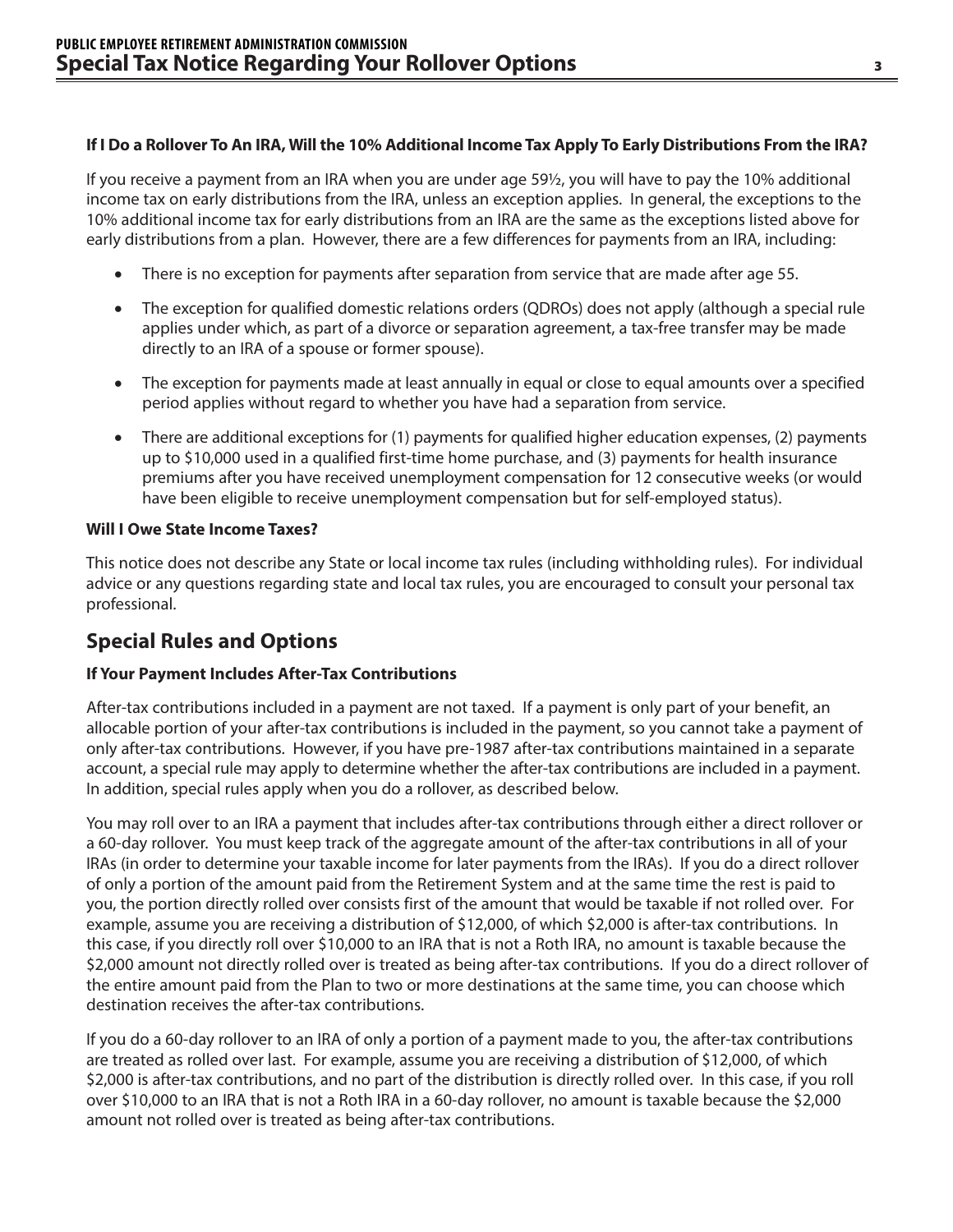**If I Do a Rollover To An IRA, Will the 10% Additional Income Tax Apply To Early Distributions From the IRA?**

If you receive a payment from an IRA when you are under age 59½, you will have to pay the 10% additional income tax on early distributions from the IRA, unless an exception applies. In general, the exceptions to the 10% additional income tax for early distributions from an IRA are the same as the exceptions listed above for early distributions from a plan. However, there are a few differences for payments from an IRA, including:

- There is no exception for payments after separation from service that are made after age 55.
- The exception for qualified domestic relations orders (QDROs) does not apply (although a special rule applies under which, as part of a divorce or separation agreement, a tax-free transfer may be made directly to an IRA of a spouse or former spouse).
- The exception for payments made at least annually in equal or close to equal amounts over a specified period applies without regard to whether you have had a separation from service.
- There are additional exceptions for (1) payments for qualified higher education expenses, (2) payments up to $10,000 used in a qualified first-time home purchase, and (3) payments for health insurance premiums after you have received unemployment compensation for 12 consecutive weeks (or would have been eligible to receive unemployment compensation but for self-employed status).

**Will I Owe State Income Taxes?**

This notice does not describe any State or local income tax rules (including withholding rules). For individual advice or any questions regarding state and local tax rules, you are encouraged to consult your personal tax professional.

## Special Rules and Options

**If Your Payment Includes After-Tax Contributions**

After-tax contributions included in a payment are not taxed. If a payment is only part of your benefit, an allocable portion of your after-tax contributions is included in the payment, so you cannot take a payment of only after-tax contributions. However, if you have pre-1987 after-tax contributions maintained in a separate account, a special rule may apply to determine whether the after-tax contributions are included in a payment. In addition, special rules apply when you do a rollover, as described below.

You may roll over to an IRA a payment that includes after-tax contributions through either a direct rollover or a 60-day rollover. You must keep track of the aggregate amount of the after-tax contributions in all of your IRAs (in order to determine your taxable income for later payments from the IRAs). If you do a direct rollover of only a portion of the amount paid from the Retirement System and at the same time the rest is paid to you, the portion directly rolled over consists first of the amount that would be taxable if not rolled over. For example, assume you are receiving a distribution of $12,000, of which $2,000 is after-tax contributions. In this case, if you directly roll over $10,000 to an IRA that is not a Roth IRA, no amount is taxable because the $2,000 amount not directly rolled over is treated as being after-tax contributions. If you do a direct rollover of the entire amount paid from the Plan to two or more destinations at the same time, you can choose which destination receives the after-tax contributions.

If you do a 60-day rollover to an IRA of only a portion of a payment made to you, the after-tax contributions are treated as rolled over last. For example, assume you are receiving a distribution of $12,000, of which $2,000 is after-tax contributions, and no part of the distribution is directly rolled over. In this case, if you roll over $10,000 to an IRA that is not a Roth IRA in a 60-day rollover, no amount is taxable because the $2,000 amount not rolled over is treated as being after-tax contributions.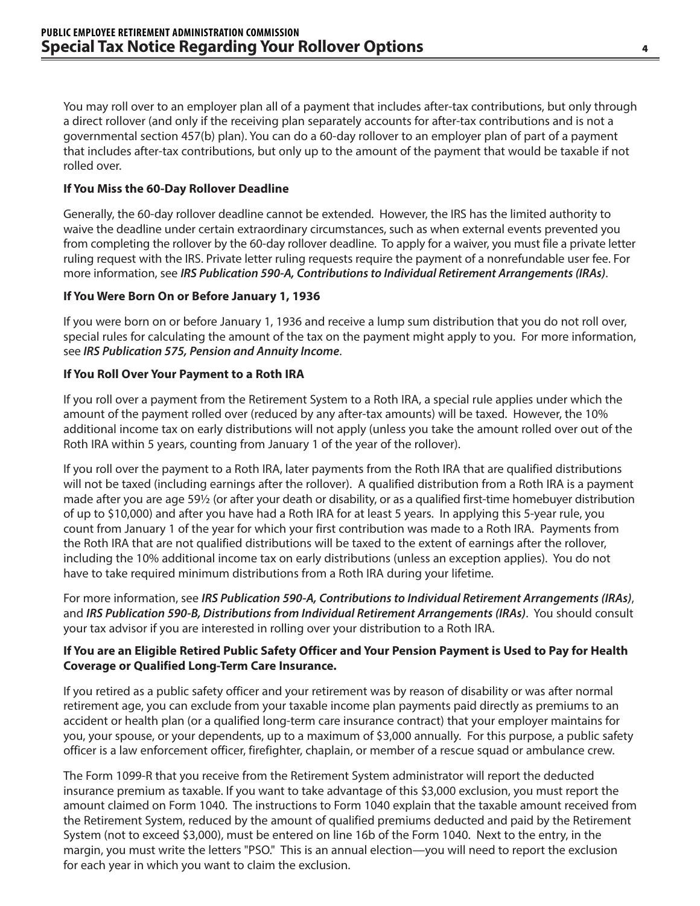You may roll over to an employer plan all of a payment that includes after-tax contributions, but only through a direct rollover (and only if the receiving plan separately accounts for after-tax contributions and is not a governmental section 457(b) plan). You can do a 60-day rollover to an employer plan of part of a payment that includes after-tax contributions, but only up to the amount of the payment that would be taxable if not rolled over.

**If You Miss the 60-Day Rollover Deadline**

Generally, the 60-day rollover deadline cannot be extended. However, the IRS has the limited authority to waive the deadline under certain extraordinary circumstances, such as when external events prevented you from completing the rollover by the 60-day rollover deadline. To apply for a waiver, you must file a private letter ruling request with the IRS. Private letter ruling requests require the payment of a nonrefundable user fee. For more information, see ***IRS Publication 590-A, Contributions to Individual Retirement Arrangements (IRAs)***.

**If You Were Born On or Before January 1, 1936**

If you were born on or before January 1, 1936 and receive a lump sum distribution that you do not roll over, special rules for calculating the amount of the tax on the payment might apply to you. For more information, see ***IRS Publication 575, Pension and Annuity Income***.

**If You Roll Over Your Payment to a Roth IRA**

If you roll over a payment from the Retirement System to a Roth IRA, a special rule applies under which the amount of the payment rolled over (reduced by any after-tax amounts) will be taxed. However, the 10% additional income tax on early distributions will not apply (unless you take the amount rolled over out of the Roth IRA within 5 years, counting from January 1 of the year of the rollover).

If you roll over the payment to a Roth IRA, later payments from the Roth IRA that are qualified distributions will not be taxed (including earnings after the rollover). A qualified distribution from a Roth IRA is a payment made after you are age 59½ (or after your death or disability, or as a qualified first-time homebuyer distribution of up to $10,000) and after you have had a Roth IRA for at least 5 years. In applying this 5-year rule, you count from January 1 of the year for which your first contribution was made to a Roth IRA. Payments from the Roth IRA that are not qualified distributions will be taxed to the extent of earnings after the rollover, including the 10% additional income tax on early distributions (unless an exception applies). You do not have to take required minimum distributions from a Roth IRA during your lifetime.

For more information, see ***IRS Publication 590-A, Contributions to Individual Retirement Arrangements (IRAs)***, and ***IRS Publication 590-B, Distributions from Individual Retirement Arrangements (IRAs)***. You should consult your tax advisor if you are interested in rolling over your distribution to a Roth IRA.

**If You are an Eligible Retired Public Safety Officer and Your Pension Payment is Used to Pay for Health Coverage or Qualified Long-Term Care Insurance.**

If you retired as a public safety officer and your retirement was by reason of disability or was after normal retirement age, you can exclude from your taxable income plan payments paid directly as premiums to an accident or health plan (or a qualified long-term care insurance contract) that your employer maintains for you, your spouse, or your dependents, up to a maximum of $3,000 annually. For this purpose, a public safety officer is a law enforcement officer, firefighter, chaplain, or member of a rescue squad or ambulance crew.

The Form 1099-R that you receive from the Retirement System administrator will report the deducted insurance premium as taxable. If you want to take advantage of this $3,000 exclusion, you must report the amount claimed on Form 1040. The instructions to Form 1040 explain that the taxable amount received from the Retirement System, reduced by the amount of qualified premiums deducted and paid by the Retirement System (not to exceed $3,000), must be entered on line 16b of the Form 1040. Next to the entry, in the margin, you must write the letters "PSO." This is an annual election—you will need to report the exclusion for each year in which you want to claim the exclusion.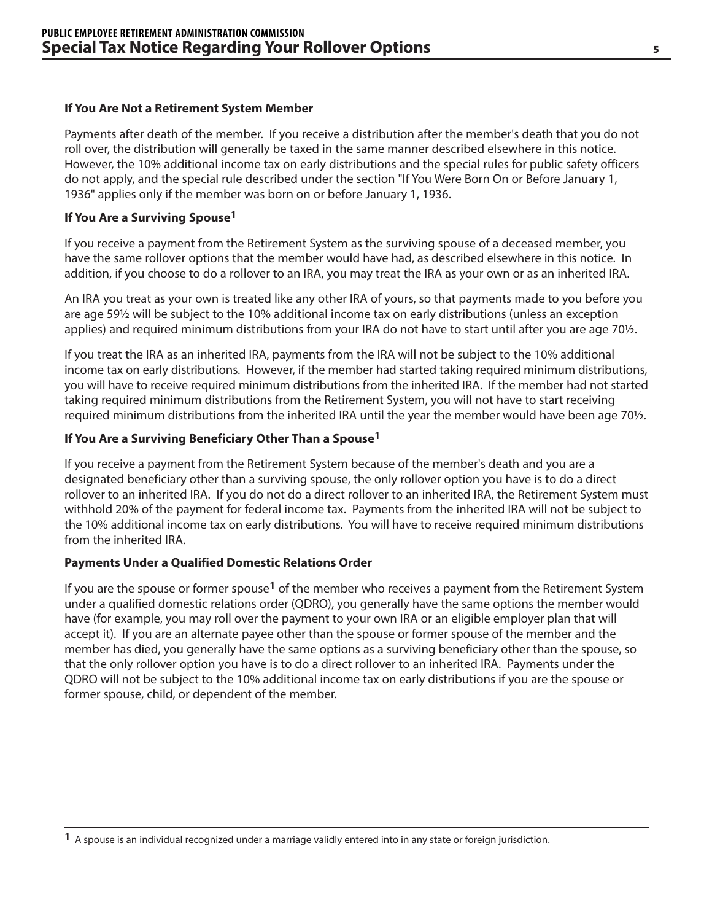### If You Are Not a Retirement System Member

Payments after death of the member. If you receive a distribution after the member's death that you do not roll over, the distribution will generally be taxed in the same manner described elsewhere in this notice. However, the 10% additional income tax on early distributions and the special rules for public safety officers do not apply, and the special rule described under the section "If You Were Born On or Before January 1, 1936" applies only if the member was born on or before January 1, 1936.

### If You Are a Surviving Spouse[1]

If you receive a payment from the Retirement System as the surviving spouse of a deceased member, you have the same rollover options that the member would have had, as described elsewhere in this notice. In addition, if you choose to do a rollover to an IRA, you may treat the IRA as your own or as an inherited IRA.

An IRA you treat as your own is treated like any other IRA of yours, so that payments made to you before you are age 59½ will be subject to the 10% additional income tax on early distributions (unless an exception applies) and required minimum distributions from your IRA do not have to start until after you are age 70½.

If you treat the IRA as an inherited IRA, payments from the IRA will not be subject to the 10% additional income tax on early distributions. However, if the member had started taking required minimum distributions, you will have to receive required minimum distributions from the inherited IRA. If the member had not started taking required minimum distributions from the Retirement System, you will not have to start receiving required minimum distributions from the inherited IRA until the year the member would have been age 70½.

### If You Are a Surviving Beneficiary Other Than a Spouse[1]

If you receive a payment from the Retirement System because of the member's death and you are a designated beneficiary other than a surviving spouse, the only rollover option you have is to do a direct rollover to an inherited IRA. If you do not do a direct rollover to an inherited IRA, the Retirement System must withhold 20% of the payment for federal income tax. Payments from the inherited IRA will not be subject to the 10% additional income tax on early distributions. You will have to receive required minimum distributions from the inherited IRA.

### Payments Under a Qualified Domestic Relations Order

If you are the spouse or former spouse[1] of the member who receives a payment from the Retirement System under a qualified domestic relations order (QDRO), you generally have the same options the member would have (for example, you may roll over the payment to your own IRA or an eligible employer plan that will accept it). If you are an alternate payee other than the spouse or former spouse of the member and the member has died, you generally have the same options as a surviving beneficiary other than the spouse, so that the only rollover option you have is to do a direct rollover to an inherited IRA. Payments under the QDRO will not be subject to the 10% additional income tax on early distributions if you are the spouse or former spouse, child, or dependent of the member.

---

[1] A spouse is an individual recognized under a marriage validly entered into in any state or foreign jurisdiction.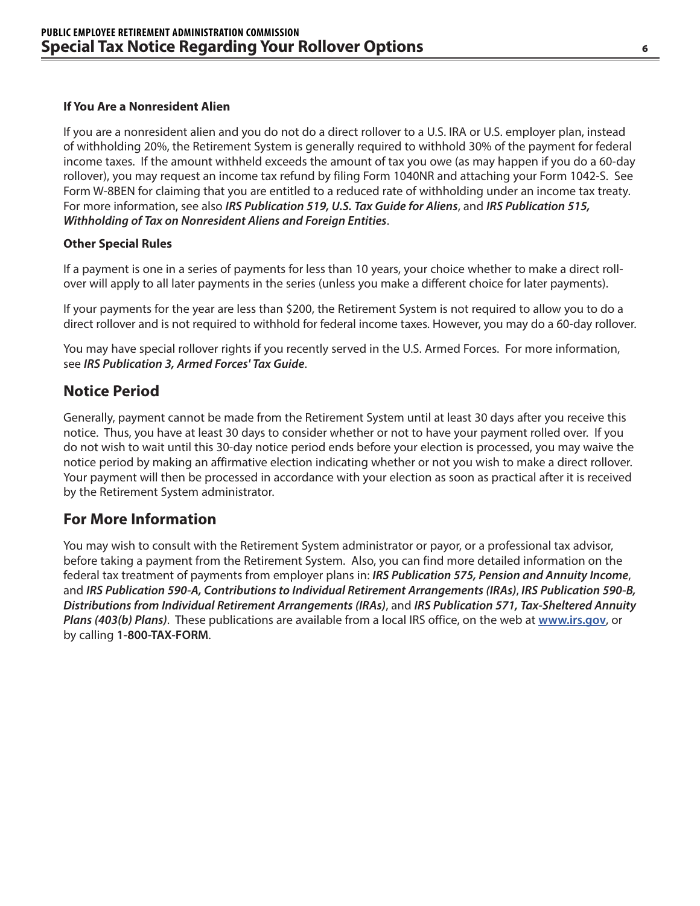**If You Are a Nonresident Alien**

If you are a nonresident alien and you do not do a direct rollover to a U.S. IRA or U.S. employer plan, instead of withholding 20%, the Retirement System is generally required to withhold 30% of the payment for federal income taxes. If the amount withheld exceeds the amount of tax you owe (as may happen if you do a 60-day rollover), you may request an income tax refund by filing Form 1040NR and attaching your Form 1042-S. See Form W-8BEN for claiming that you are entitled to a reduced rate of withholding under an income tax treaty. For more information, see also ***IRS Publication 519, U.S. Tax Guide for Aliens***, and ***IRS Publication 515, Withholding of Tax on Nonresident Aliens and Foreign Entities***.

**Other Special Rules**

If a payment is one in a series of payments for less than 10 years, your choice whether to make a direct rollover will apply to all later payments in the series (unless you make a different choice for later payments).

If your payments for the year are less than $200, the Retirement System is not required to allow you to do a direct rollover and is not required to withhold for federal income taxes. However, you may do a 60-day rollover.

You may have special rollover rights if you recently served in the U.S. Armed Forces. For more information, see ***IRS Publication 3, Armed Forces' Tax Guide***.

## Notice Period

Generally, payment cannot be made from the Retirement System until at least 30 days after you receive this notice. Thus, you have at least 30 days to consider whether or not to have your payment rolled over. If you do not wish to wait until this 30-day notice period ends before your election is processed, you may waive the notice period by making an affirmative election indicating whether or not you wish to make a direct rollover. Your payment will then be processed in accordance with your election as soon as practical after it is received by the Retirement System administrator.

## For More Information

You may wish to consult with the Retirement System administrator or payor, or a professional tax advisor, before taking a payment from the Retirement System. Also, you can find more detailed information on the federal tax treatment of payments from employer plans in: ***IRS Publication 575, Pension and Annuity Income***, and ***IRS Publication 590-A, Contributions to Individual Retirement Arrangements (IRAs)***, ***IRS Publication 590-B, Distributions from Individual Retirement Arrangements (IRAs)***, and ***IRS Publication 571, Tax-Sheltered Annuity Plans (403(b) Plans)***. These publications are available from a local IRS office, on the web at **www.irs.gov**, or by calling **1-800-TAX-FORM**.